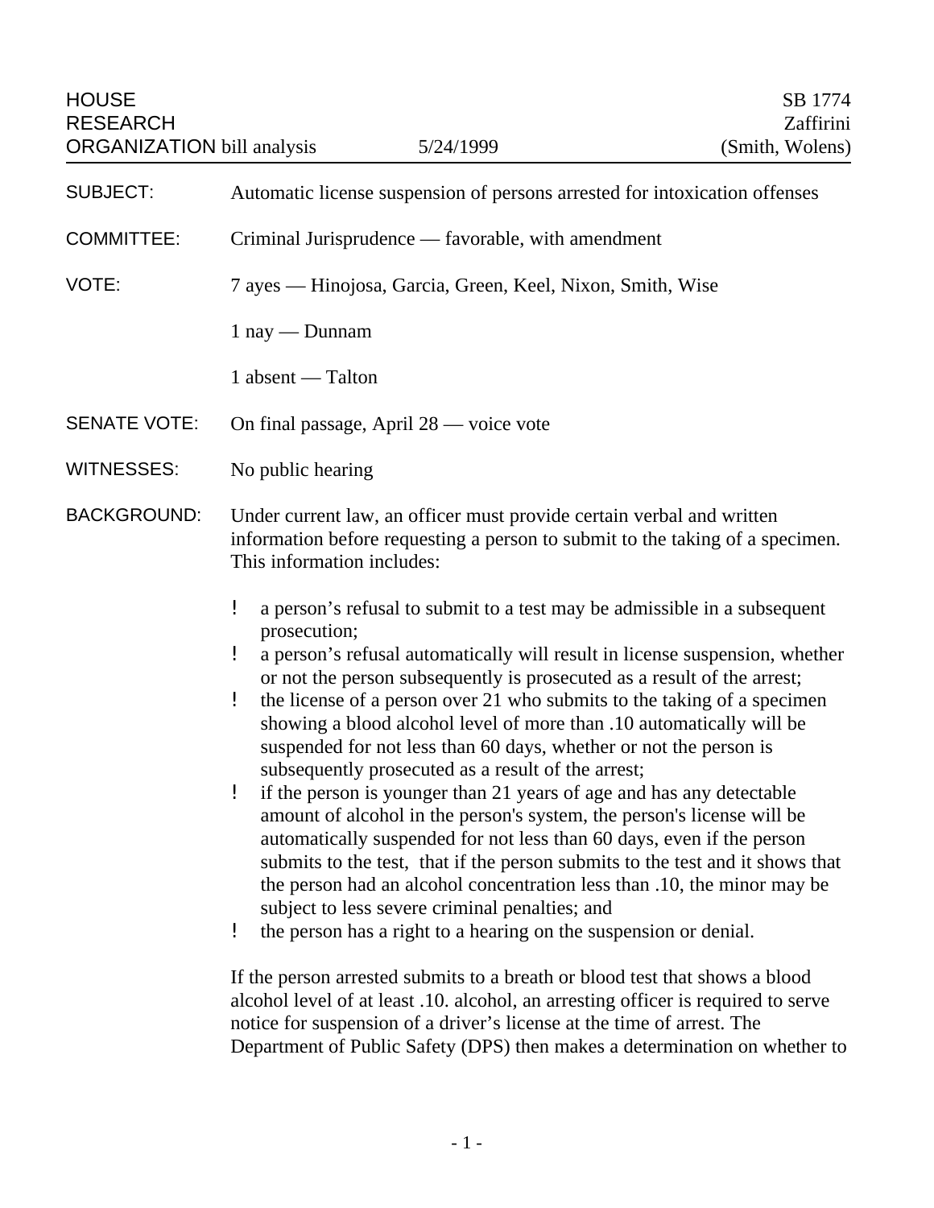HOUSE RESEARCH ORGANIZATION bill analysis — 5/24/1999 — SB 1774 Zaffirini (Smith, Wolens)

**SUBJECT:** Automatic license suspension of persons arrested for intoxication offenses

**COMMITTEE:** Criminal Jurisprudence — favorable, with amendment

**VOTE:** 7 ayes — Hinojosa, Garcia, Green, Keel, Nixon, Smith, Wise

1 nay — Dunnam

1 absent — Talton

**SENATE VOTE:** On final passage, April 28 — voice vote

**WITNESSES:** No public hearing

**BACKGROUND:** Under current law, an officer must provide certain verbal and written information before requesting a person to submit to the taking of a specimen. This information includes:

- a person's refusal to submit to a test may be admissible in a subsequent prosecution;
- a person's refusal automatically will result in license suspension, whether or not the person subsequently is prosecuted as a result of the arrest;
- the license of a person over 21 who submits to the taking of a specimen showing a blood alcohol level of more than .10 automatically will be suspended for not less than 60 days, whether or not the person is subsequently prosecuted as a result of the arrest;
- if the person is younger than 21 years of age and has any detectable amount of alcohol in the person's system, the person's license will be automatically suspended for not less than 60 days, even if the person submits to the test, that if the person submits to the test and it shows that the person had an alcohol concentration less than .10, the minor may be subject to less severe criminal penalties; and
- the person has a right to a hearing on the suspension or denial.

If the person arrested submits to a breath or blood test that shows a blood alcohol level of at least .10. alcohol, an arresting officer is required to serve notice for suspension of a driver's license at the time of arrest. The Department of Public Safety (DPS) then makes a determination on whether to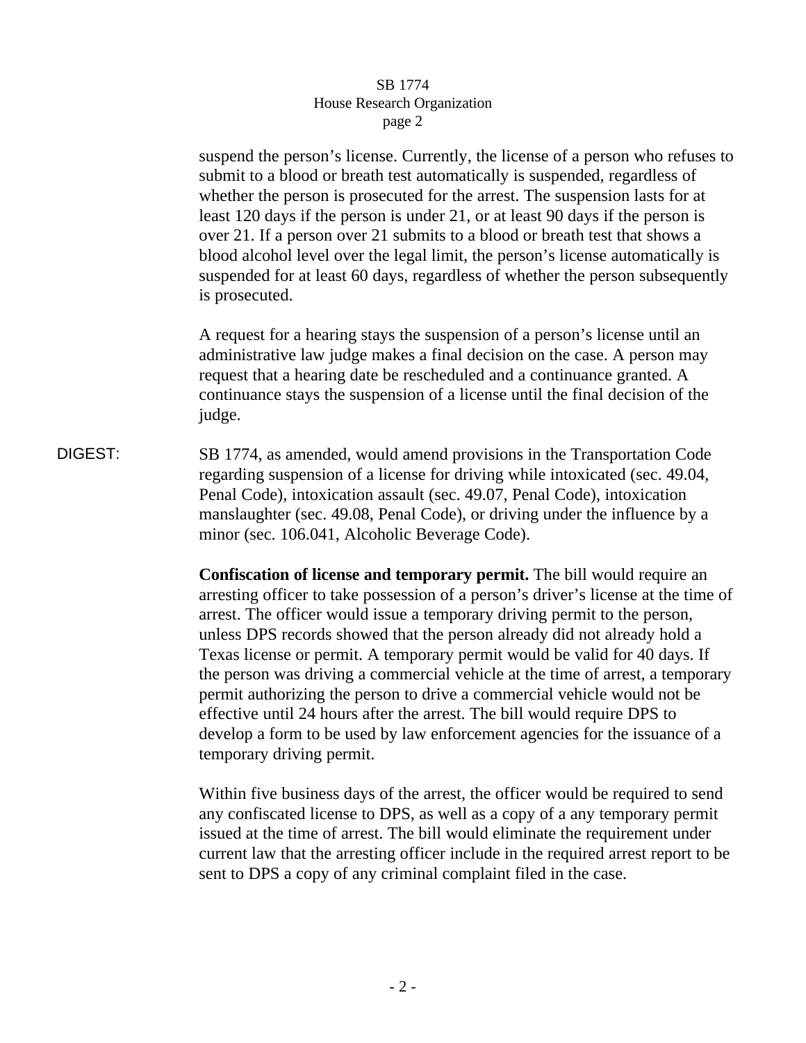suspend the person's license. Currently, the license of a person who refuses to submit to a blood or breath test automatically is suspended, regardless of whether the person is prosecuted for the arrest. The suspension lasts for at least 120 days if the person is under 21, or at least 90 days if the person is over 21. If a person over 21 submits to a blood or breath test that shows a blood alcohol level over the legal limit, the person's license automatically is suspended for at least 60 days, regardless of whether the person subsequently is prosecuted.

A request for a hearing stays the suspension of a person's license until an administrative law judge makes a final decision on the case. A person may request that a hearing date be rescheduled and a continuance granted. A continuance stays the suspension of a license until the final decision of the judge.

DIGEST: SB 1774, as amended, would amend provisions in the Transportation Code regarding suspension of a license for driving while intoxicated (sec. 49.04, Penal Code), intoxication assault (sec. 49.07, Penal Code), intoxication manslaughter (sec. 49.08, Penal Code), or driving under the influence by a minor (sec. 106.041, Alcoholic Beverage Code).

**Confiscation of license and temporary permit.** The bill would require an arresting officer to take possession of a person's driver's license at the time of arrest. The officer would issue a temporary driving permit to the person, unless DPS records showed that the person already did not already hold a Texas license or permit. A temporary permit would be valid for 40 days. If the person was driving a commercial vehicle at the time of arrest, a temporary permit authorizing the person to drive a commercial vehicle would not be effective until 24 hours after the arrest. The bill would require DPS to develop a form to be used by law enforcement agencies for the issuance of a temporary driving permit.

Within five business days of the arrest, the officer would be required to send any confiscated license to DPS, as well as a copy of a any temporary permit issued at the time of arrest. The bill would eliminate the requirement under current law that the arresting officer include in the required arrest report to be sent to DPS a copy of any criminal complaint filed in the case.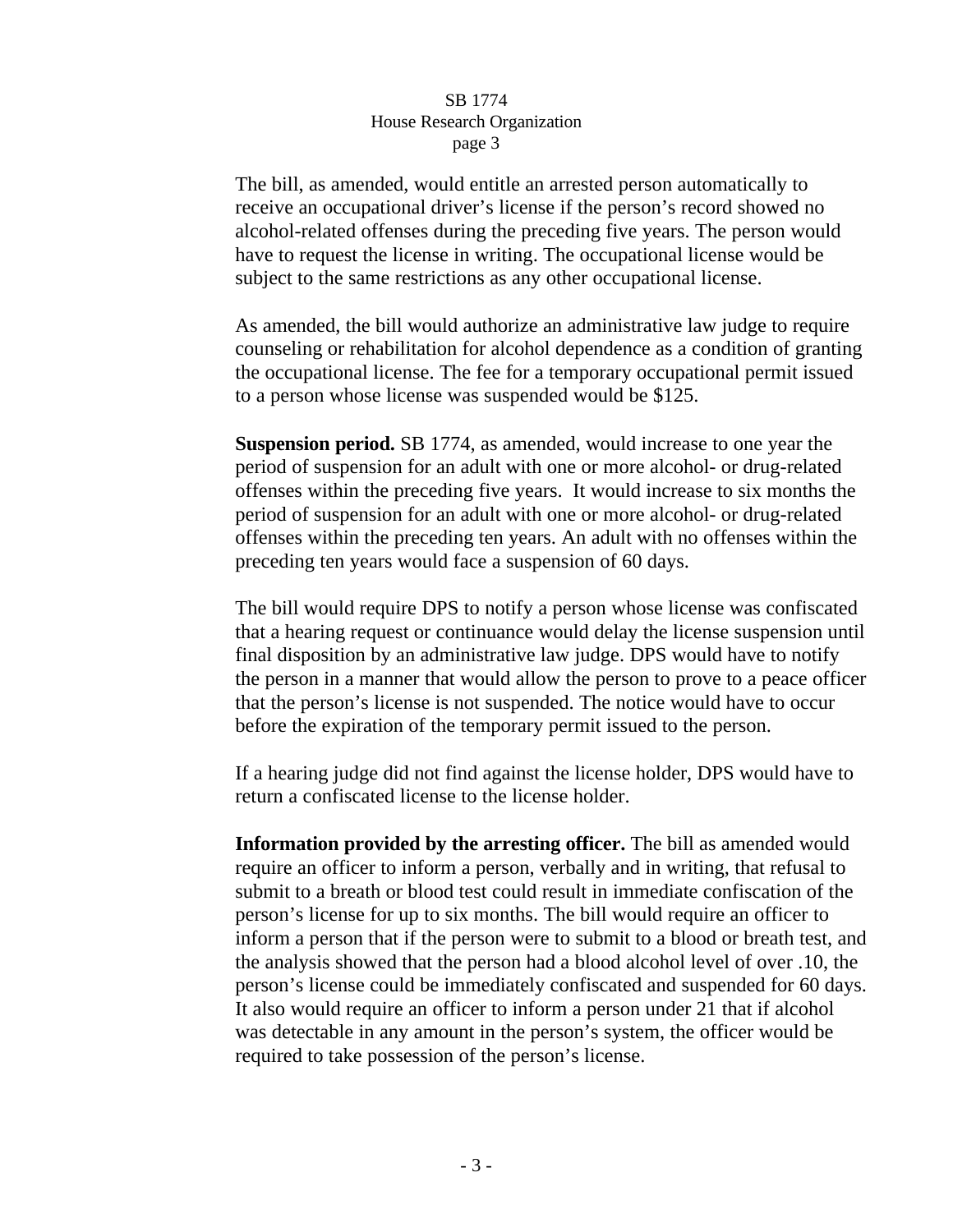The bill, as amended, would entitle an arrested person automatically to receive an occupational driver's license if the person's record showed no alcohol-related offenses during the preceding five years. The person would have to request the license in writing. The occupational license would be subject to the same restrictions as any other occupational license.

As amended, the bill would authorize an administrative law judge to require counseling or rehabilitation for alcohol dependence as a condition of granting the occupational license. The fee for a temporary occupational permit issued to a person whose license was suspended would be $125.

**Suspension period.** SB 1774, as amended, would increase to one year the period of suspension for an adult with one or more alcohol- or drug-related offenses within the preceding five years. It would increase to six months the period of suspension for an adult with one or more alcohol- or drug-related offenses within the preceding ten years. An adult with no offenses within the preceding ten years would face a suspension of 60 days.

The bill would require DPS to notify a person whose license was confiscated that a hearing request or continuance would delay the license suspension until final disposition by an administrative law judge. DPS would have to notify the person in a manner that would allow the person to prove to a peace officer that the person's license is not suspended. The notice would have to occur before the expiration of the temporary permit issued to the person.

If a hearing judge did not find against the license holder, DPS would have to return a confiscated license to the license holder.

**Information provided by the arresting officer.** The bill as amended would require an officer to inform a person, verbally and in writing, that refusal to submit to a breath or blood test could result in immediate confiscation of the person's license for up to six months. The bill would require an officer to inform a person that if the person were to submit to a blood or breath test, and the analysis showed that the person had a blood alcohol level of over .10, the person's license could be immediately confiscated and suspended for 60 days. It also would require an officer to inform a person under 21 that if alcohol was detectable in any amount in the person's system, the officer would be required to take possession of the person's license.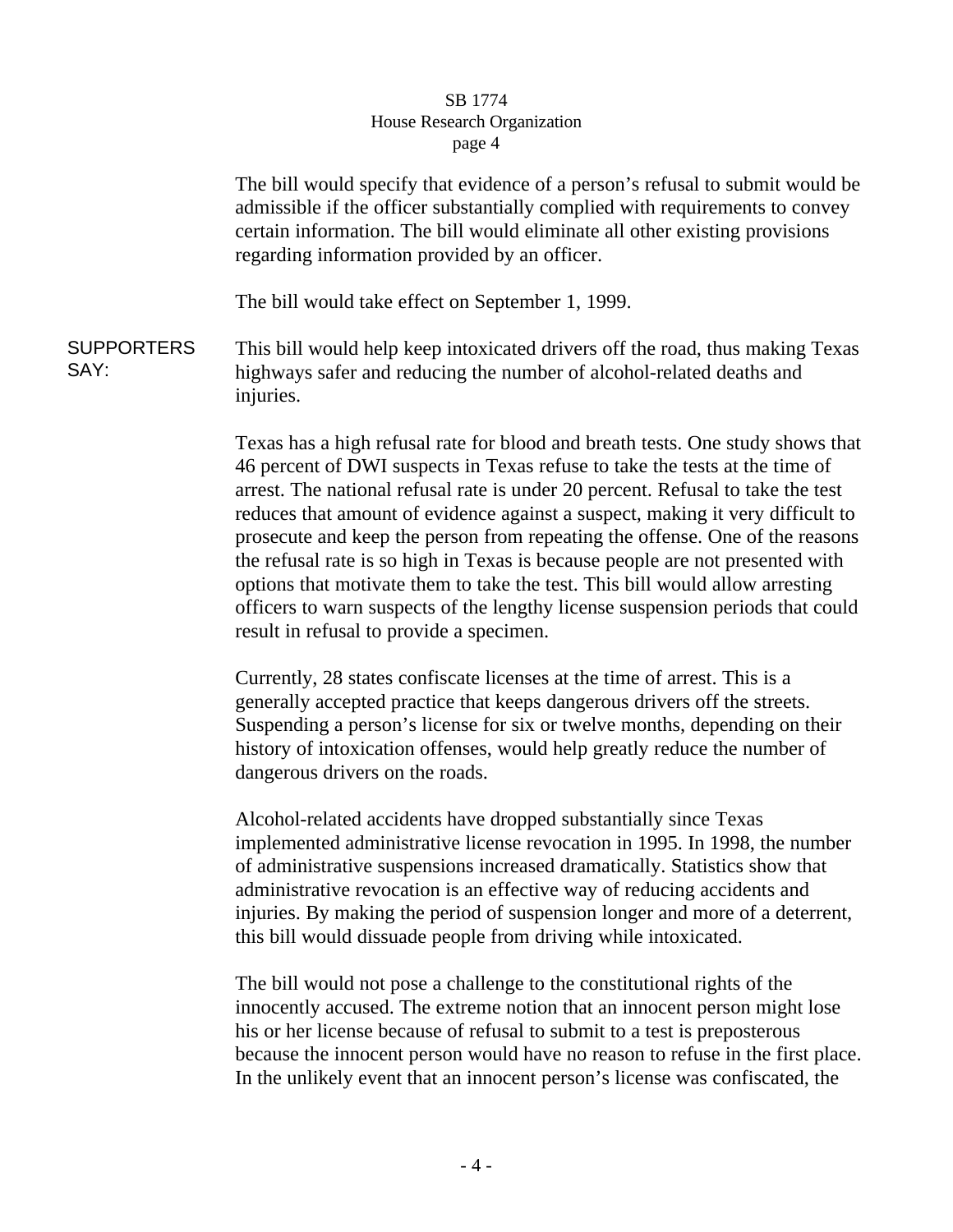The bill would specify that evidence of a person's refusal to submit would be admissible if the officer substantially complied with requirements to convey certain information. The bill would eliminate all other existing provisions regarding information provided by an officer.

The bill would take effect on September 1, 1999.

**SUPPORTERS SAY:**

This bill would help keep intoxicated drivers off the road, thus making Texas highways safer and reducing the number of alcohol-related deaths and injuries.

Texas has a high refusal rate for blood and breath tests. One study shows that 46 percent of DWI suspects in Texas refuse to take the tests at the time of arrest. The national refusal rate is under 20 percent. Refusal to take the test reduces that amount of evidence against a suspect, making it very difficult to prosecute and keep the person from repeating the offense. One of the reasons the refusal rate is so high in Texas is because people are not presented with options that motivate them to take the test. This bill would allow arresting officers to warn suspects of the lengthy license suspension periods that could result in refusal to provide a specimen.

Currently, 28 states confiscate licenses at the time of arrest. This is a generally accepted practice that keeps dangerous drivers off the streets. Suspending a person's license for six or twelve months, depending on their history of intoxication offenses, would help greatly reduce the number of dangerous drivers on the roads.

Alcohol-related accidents have dropped substantially since Texas implemented administrative license revocation in 1995. In 1998, the number of administrative suspensions increased dramatically. Statistics show that administrative revocation is an effective way of reducing accidents and injuries. By making the period of suspension longer and more of a deterrent, this bill would dissuade people from driving while intoxicated.

The bill would not pose a challenge to the constitutional rights of the innocently accused. The extreme notion that an innocent person might lose his or her license because of refusal to submit to a test is preposterous because the innocent person would have no reason to refuse in the first place. In the unlikely event that an innocent person's license was confiscated, the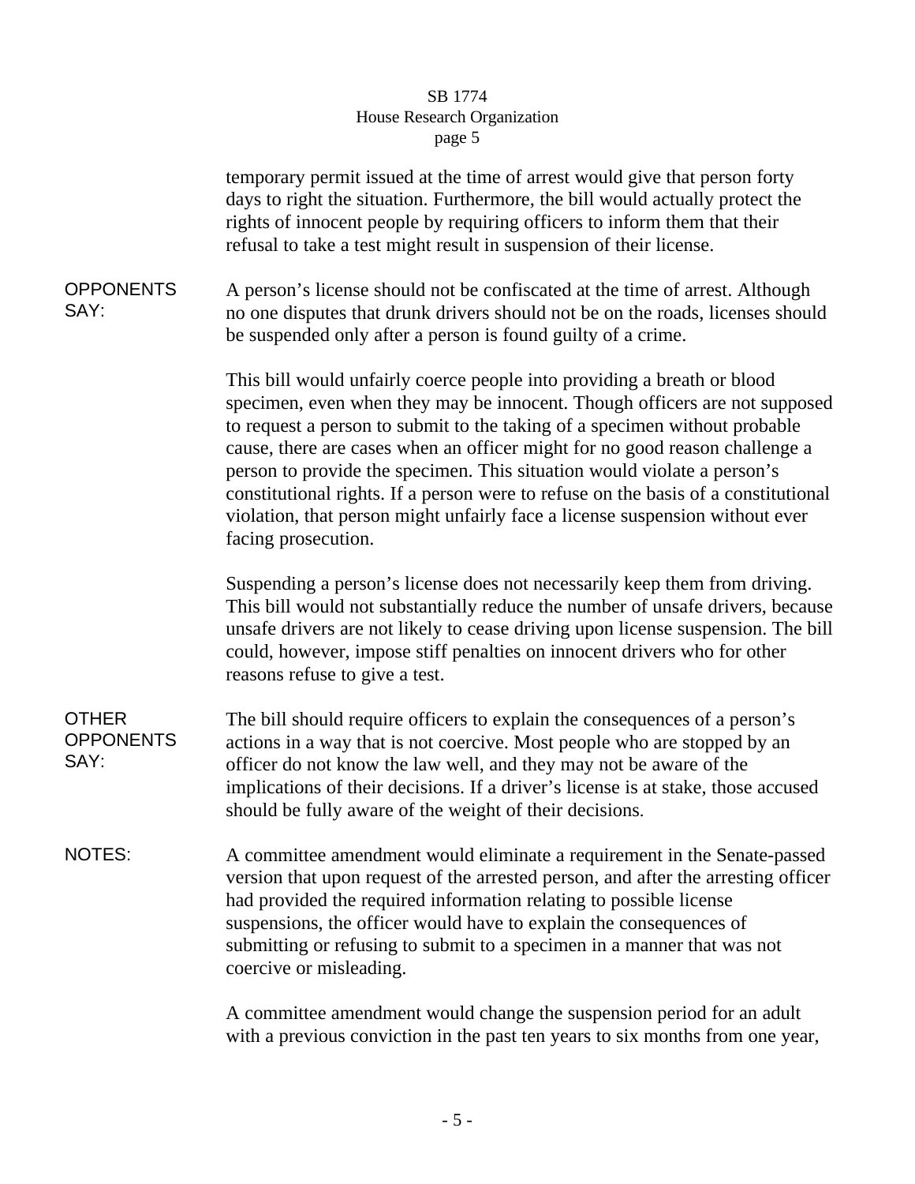temporary permit issued at the time of arrest would give that person forty days to right the situation. Furthermore, the bill would actually protect the rights of innocent people by requiring officers to inform them that their refusal to take a test might result in suspension of their license.

**OPPONENTS SAY:**

A person's license should not be confiscated at the time of arrest. Although no one disputes that drunk drivers should not be on the roads, licenses should be suspended only after a person is found guilty of a crime.

This bill would unfairly coerce people into providing a breath or blood specimen, even when they may be innocent. Though officers are not supposed to request a person to submit to the taking of a specimen without probable cause, there are cases when an officer might for no good reason challenge a person to provide the specimen. This situation would violate a person's constitutional rights. If a person were to refuse on the basis of a constitutional violation, that person might unfairly face a license suspension without ever facing prosecution.

Suspending a person's license does not necessarily keep them from driving. This bill would not substantially reduce the number of unsafe drivers, because unsafe drivers are not likely to cease driving upon license suspension. The bill could, however, impose stiff penalties on innocent drivers who for other reasons refuse to give a test.

**OTHER OPPONENTS SAY:**

The bill should require officers to explain the consequences of a person's actions in a way that is not coercive. Most people who are stopped by an officer do not know the law well, and they may not be aware of the implications of their decisions. If a driver's license is at stake, those accused should be fully aware of the weight of their decisions.

**NOTES:**

A committee amendment would eliminate a requirement in the Senate-passed version that upon request of the arrested person, and after the arresting officer had provided the required information relating to possible license suspensions, the officer would have to explain the consequences of submitting or refusing to submit to a specimen in a manner that was not coercive or misleading.

A committee amendment would change the suspension period for an adult with a previous conviction in the past ten years to six months from one year,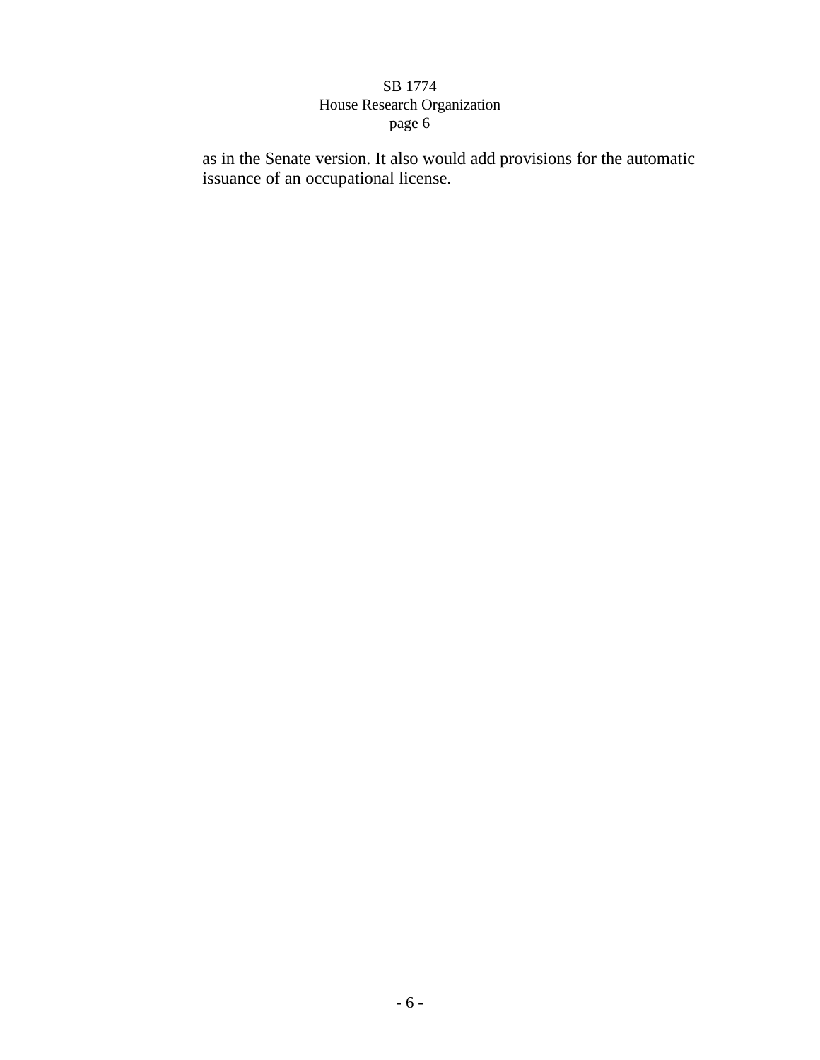as in the Senate version. It also would add provisions for the automatic issuance of an occupational license.